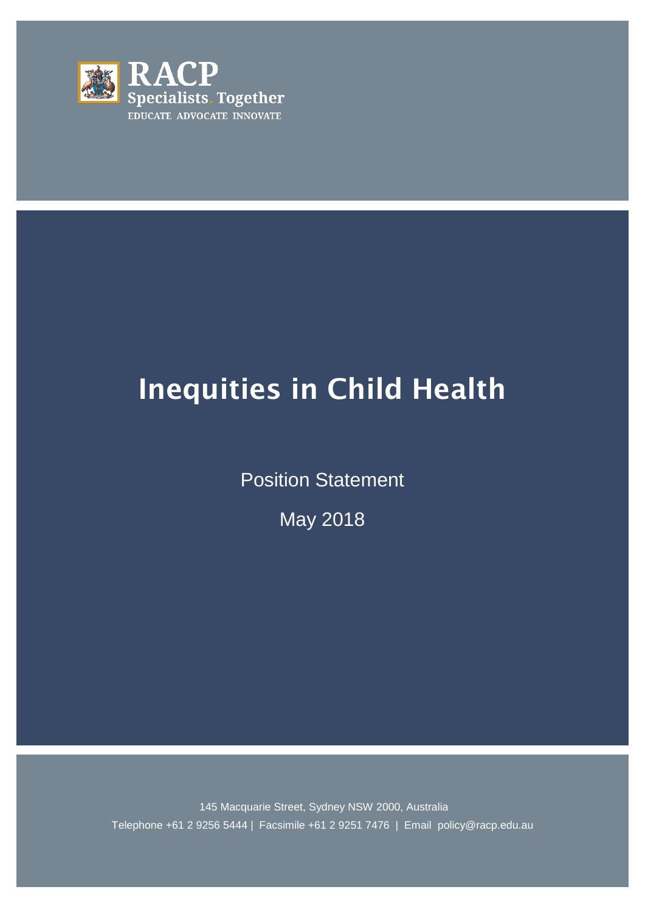RACP
Specialists. Together
EDUCATE ADVOCATE INNOVATE

# Inequities in Child Health

Position Statement

May 2018

145 Macquarie Street, Sydney NSW 2000, Australia
Telephone +61 2 9256 5444 | Facsimile +61 2 9251 7476 | Email policy@racp.edu.au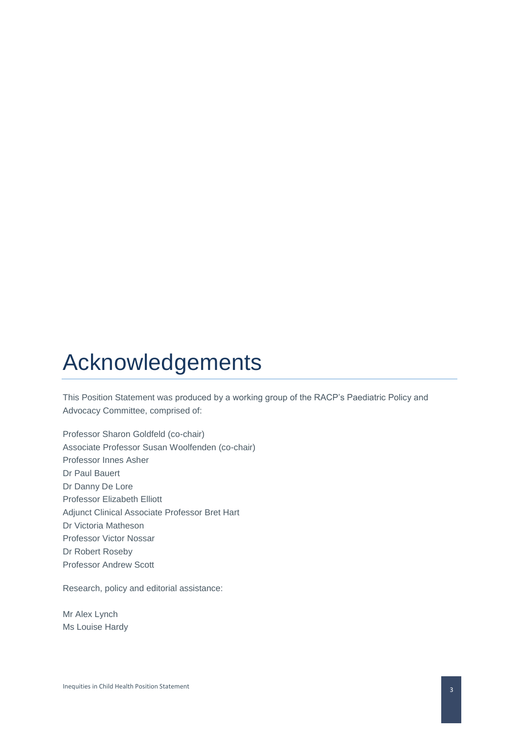# Acknowledgements

This Position Statement was produced by a working group of the RACP's Paediatric Policy and Advocacy Committee, comprised of:

Professor Sharon Goldfeld (co-chair)
Associate Professor Susan Woolfenden (co-chair)
Professor Innes Asher
Dr Paul Bauert
Dr Danny De Lore
Professor Elizabeth Elliott
Adjunct Clinical Associate Professor Bret Hart
Dr Victoria Matheson
Professor Victor Nossar
Dr Robert Roseby
Professor Andrew Scott

Research, policy and editorial assistance:

Mr Alex Lynch
Ms Louise Hardy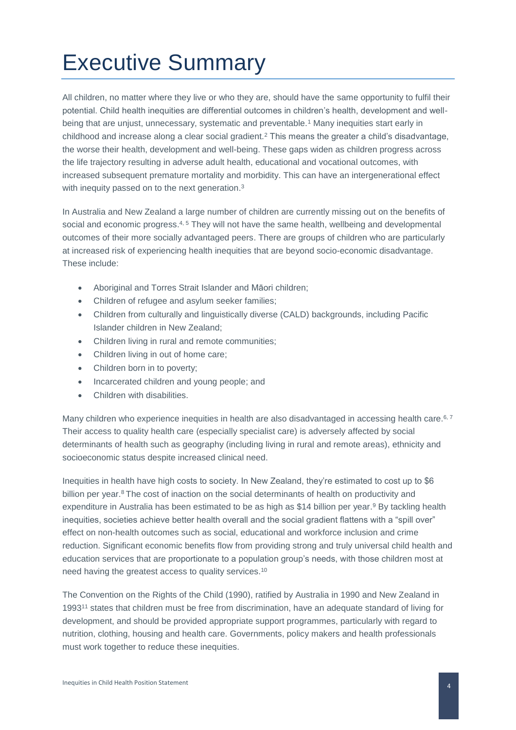# Executive Summary

All children, no matter where they live or who they are, should have the same opportunity to fulfil their potential. Child health inequities are differential outcomes in children's health, development and well-being that are unjust, unnecessary, systematic and preventable.[1] Many inequities start early in childhood and increase along a clear social gradient.[2] This means the greater a child's disadvantage, the worse their health, development and well-being. These gaps widen as children progress across the life trajectory resulting in adverse adult health, educational and vocational outcomes, with increased subsequent premature mortality and morbidity. This can have an intergenerational effect with inequity passed on to the next generation.[3]

In Australia and New Zealand a large number of children are currently missing out on the benefits of social and economic progress.[4, 5] They will not have the same health, wellbeing and developmental outcomes of their more socially advantaged peers. There are groups of children who are particularly at increased risk of experiencing health inequities that are beyond socio-economic disadvantage. These include:

- Aboriginal and Torres Strait Islander and Māori children;
- Children of refugee and asylum seeker families;
- Children from culturally and linguistically diverse (CALD) backgrounds, including Pacific Islander children in New Zealand;
- Children living in rural and remote communities;
- Children living in out of home care;
- Children born in to poverty;
- Incarcerated children and young people; and
- Children with disabilities.

Many children who experience inequities in health are also disadvantaged in accessing health care.[6, 7] Their access to quality health care (especially specialist care) is adversely affected by social determinants of health such as geography (including living in rural and remote areas), ethnicity and socioeconomic status despite increased clinical need.

Inequities in health have high costs to society. In New Zealand, they're estimated to cost up to $6 billion per year.[8] The cost of inaction on the social determinants of health on productivity and expenditure in Australia has been estimated to be as high as $14 billion per year.[9] By tackling health inequities, societies achieve better health overall and the social gradient flattens with a "spill over" effect on non-health outcomes such as social, educational and workforce inclusion and crime reduction. Significant economic benefits flow from providing strong and truly universal child health and education services that are proportionate to a population group's needs, with those children most at need having the greatest access to quality services.[10]

The Convention on the Rights of the Child (1990), ratified by Australia in 1990 and New Zealand in 1993[11] states that children must be free from discrimination, have an adequate standard of living for development, and should be provided appropriate support programmes, particularly with regard to nutrition, clothing, housing and health care. Governments, policy makers and health professionals must work together to reduce these inequities.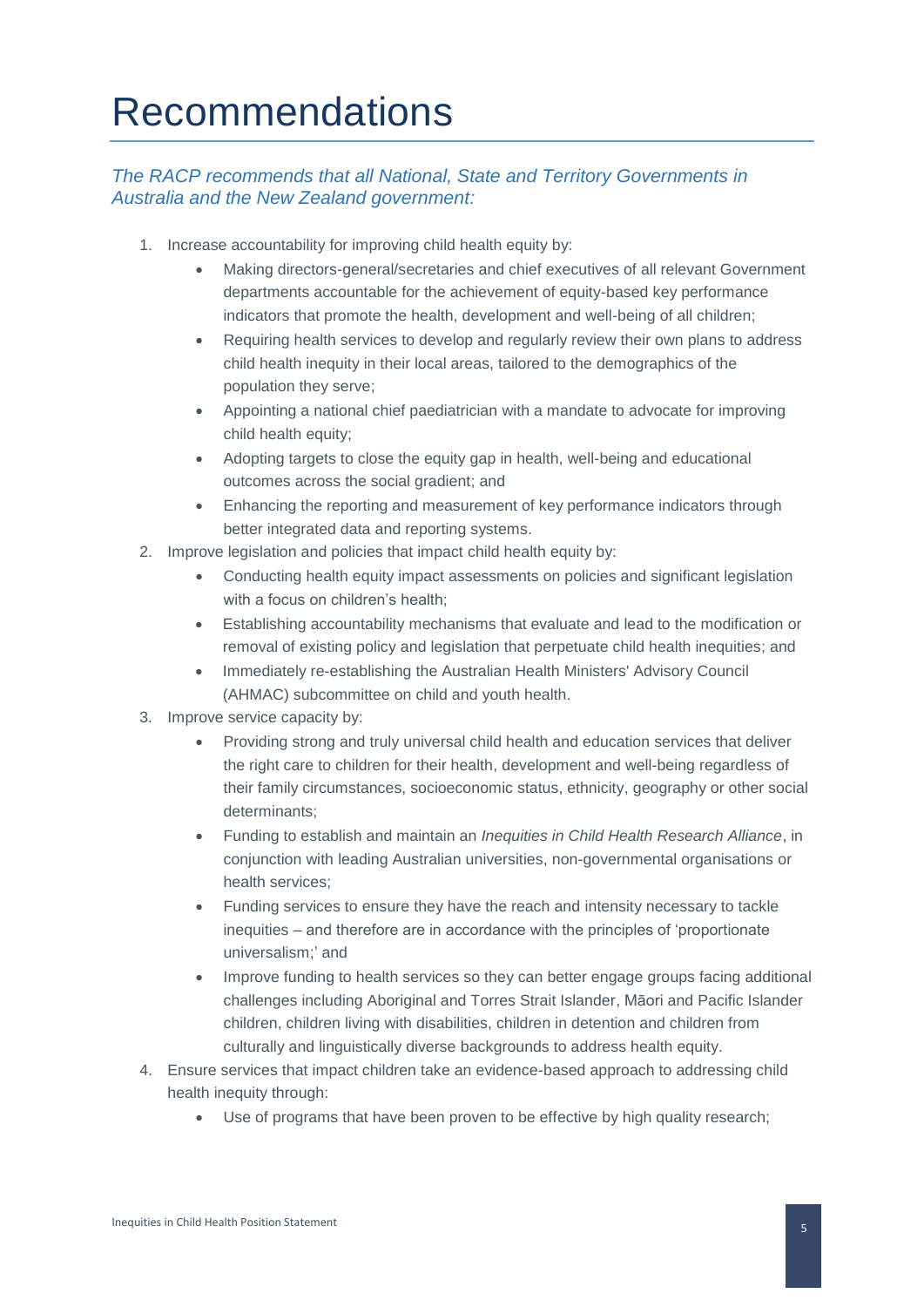# Recommendations

*The RACP recommends that all National, State and Territory Governments in Australia and the New Zealand government:*

1. Increase accountability for improving child health equity by:
    - Making directors-general/secretaries and chief executives of all relevant Government departments accountable for the achievement of equity-based key performance indicators that promote the health, development and well-being of all children;
    - Requiring health services to develop and regularly review their own plans to address child health inequity in their local areas, tailored to the demographics of the population they serve;
    - Appointing a national chief paediatrician with a mandate to advocate for improving child health equity;
    - Adopting targets to close the equity gap in health, well-being and educational outcomes across the social gradient; and
    - Enhancing the reporting and measurement of key performance indicators through better integrated data and reporting systems.
2. Improve legislation and policies that impact child health equity by:
    - Conducting health equity impact assessments on policies and significant legislation with a focus on children's health;
    - Establishing accountability mechanisms that evaluate and lead to the modification or removal of existing policy and legislation that perpetuate child health inequities; and
    - Immediately re-establishing the Australian Health Ministers' Advisory Council (AHMAC) subcommittee on child and youth health.
3. Improve service capacity by:
    - Providing strong and truly universal child health and education services that deliver the right care to children for their health, development and well-being regardless of their family circumstances, socioeconomic status, ethnicity, geography or other social determinants;
    - Funding to establish and maintain an *Inequities in Child Health Research Alliance*, in conjunction with leading Australian universities, non-governmental organisations or health services;
    - Funding services to ensure they have the reach and intensity necessary to tackle inequities – and therefore are in accordance with the principles of 'proportionate universalism;' and
    - Improve funding to health services so they can better engage groups facing additional challenges including Aboriginal and Torres Strait Islander, Māori and Pacific Islander children, children living with disabilities, children in detention and children from culturally and linguistically diverse backgrounds to address health equity.
4. Ensure services that impact children take an evidence-based approach to addressing child health inequity through:
    - Use of programs that have been proven to be effective by high quality research;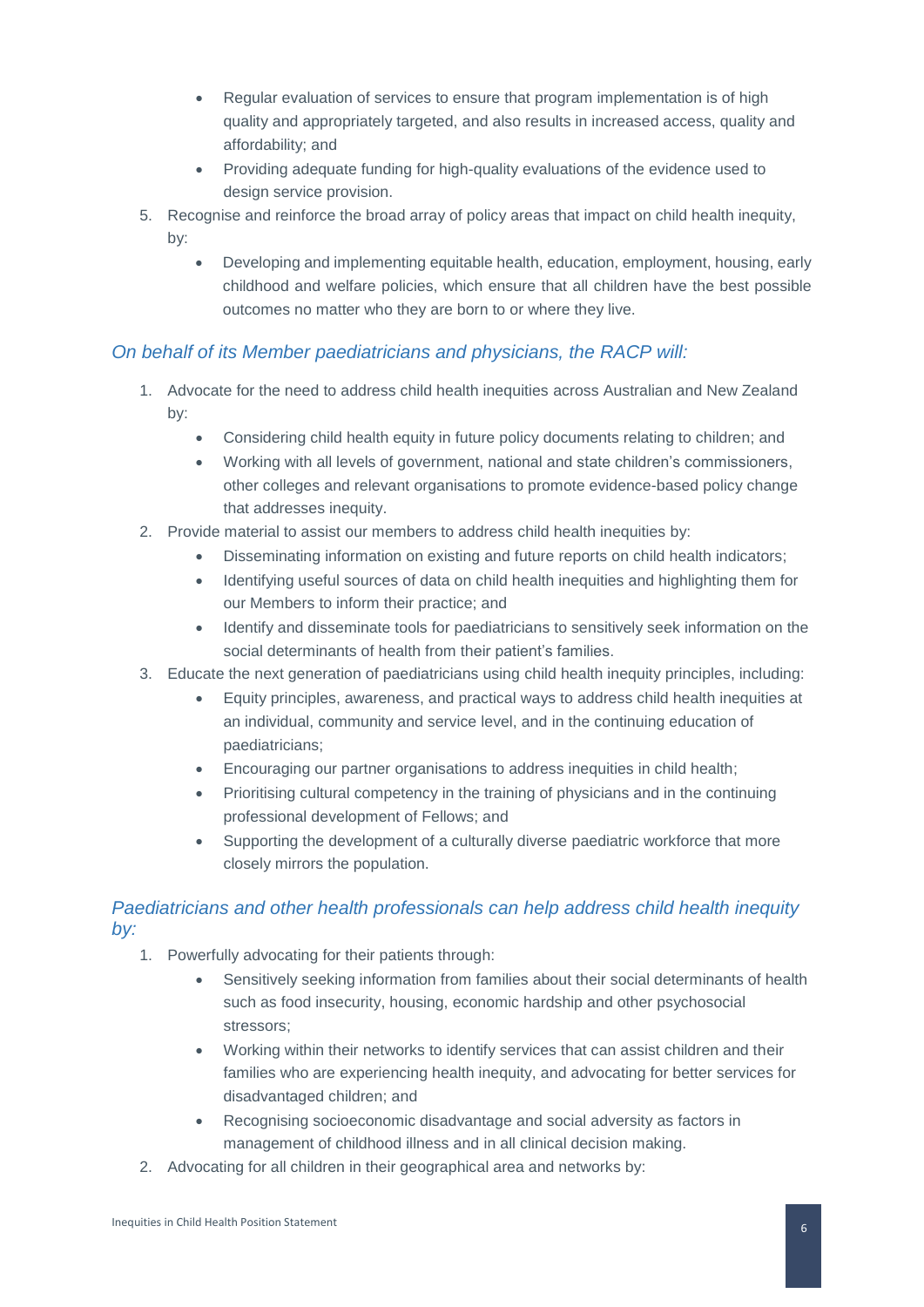- Regular evaluation of services to ensure that program implementation is of high quality and appropriately targeted, and also results in increased access, quality and affordability; and
- Providing adequate funding for high-quality evaluations of the evidence used to design service provision.

5. Recognise and reinforce the broad array of policy areas that impact on child health inequity, by:
   - Developing and implementing equitable health, education, employment, housing, early childhood and welfare policies, which ensure that all children have the best possible outcomes no matter who they are born to or where they live.

### *On behalf of its Member paediatricians and physicians, the RACP will:*

1. Advocate for the need to address child health inequities across Australian and New Zealand by:
   - Considering child health equity in future policy documents relating to children; and
   - Working with all levels of government, national and state children's commissioners, other colleges and relevant organisations to promote evidence-based policy change that addresses inequity.
2. Provide material to assist our members to address child health inequities by:
   - Disseminating information on existing and future reports on child health indicators;
   - Identifying useful sources of data on child health inequities and highlighting them for our Members to inform their practice; and
   - Identify and disseminate tools for paediatricians to sensitively seek information on the social determinants of health from their patient's families.
3. Educate the next generation of paediatricians using child health inequity principles, including:
   - Equity principles, awareness, and practical ways to address child health inequities at an individual, community and service level, and in the continuing education of paediatricians;
   - Encouraging our partner organisations to address inequities in child health;
   - Prioritising cultural competency in the training of physicians and in the continuing professional development of Fellows; and
   - Supporting the development of a culturally diverse paediatric workforce that more closely mirrors the population.

### *Paediatricians and other health professionals can help address child health inequity by:*

1. Powerfully advocating for their patients through:
   - Sensitively seeking information from families about their social determinants of health such as food insecurity, housing, economic hardship and other psychosocial stressors;
   - Working within their networks to identify services that can assist children and their families who are experiencing health inequity, and advocating for better services for disadvantaged children; and
   - Recognising socioeconomic disadvantage and social adversity as factors in management of childhood illness and in all clinical decision making.
2. Advocating for all children in their geographical area and networks by: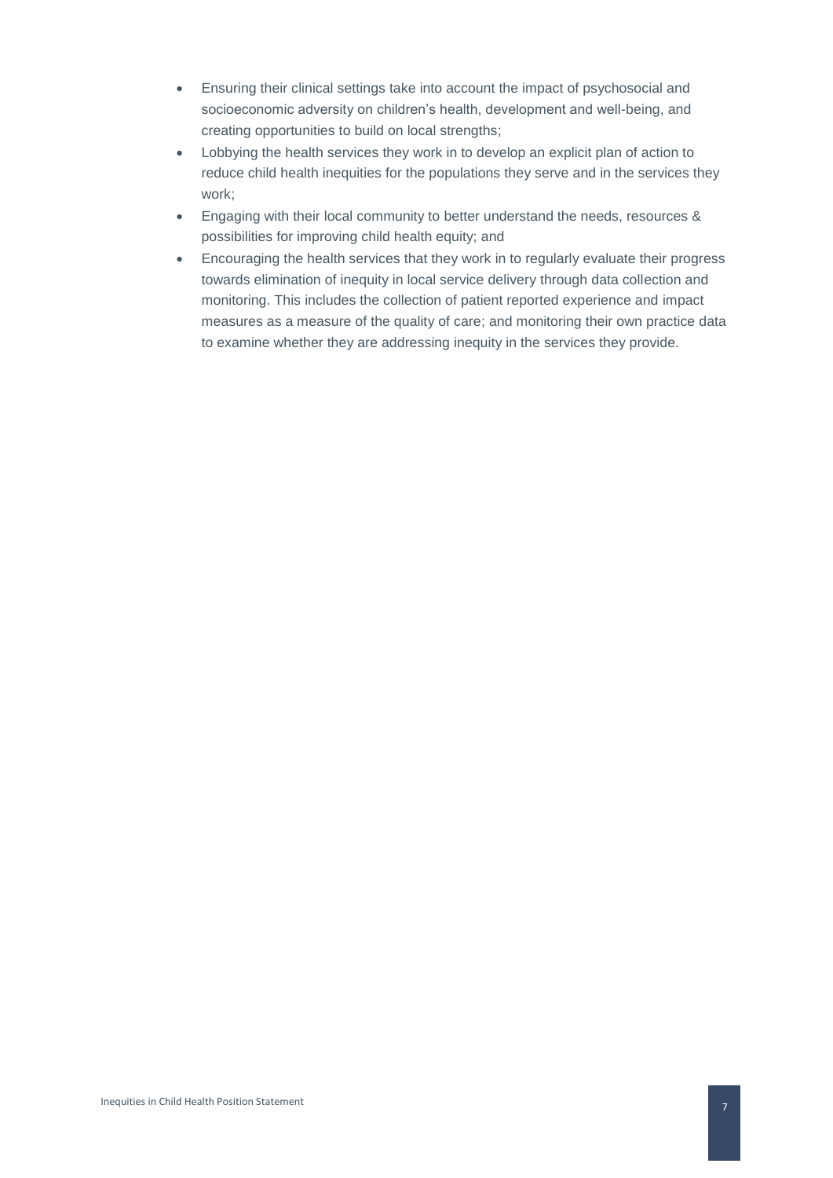- Ensuring their clinical settings take into account the impact of psychosocial and socioeconomic adversity on children's health, development and well-being, and creating opportunities to build on local strengths;
- Lobbying the health services they work in to develop an explicit plan of action to reduce child health inequities for the populations they serve and in the services they work;
- Engaging with their local community to better understand the needs, resources & possibilities for improving child health equity; and
- Encouraging the health services that they work in to regularly evaluate their progress towards elimination of inequity in local service delivery through data collection and monitoring. This includes the collection of patient reported experience and impact measures as a measure of the quality of care; and monitoring their own practice data to examine whether they are addressing inequity in the services they provide.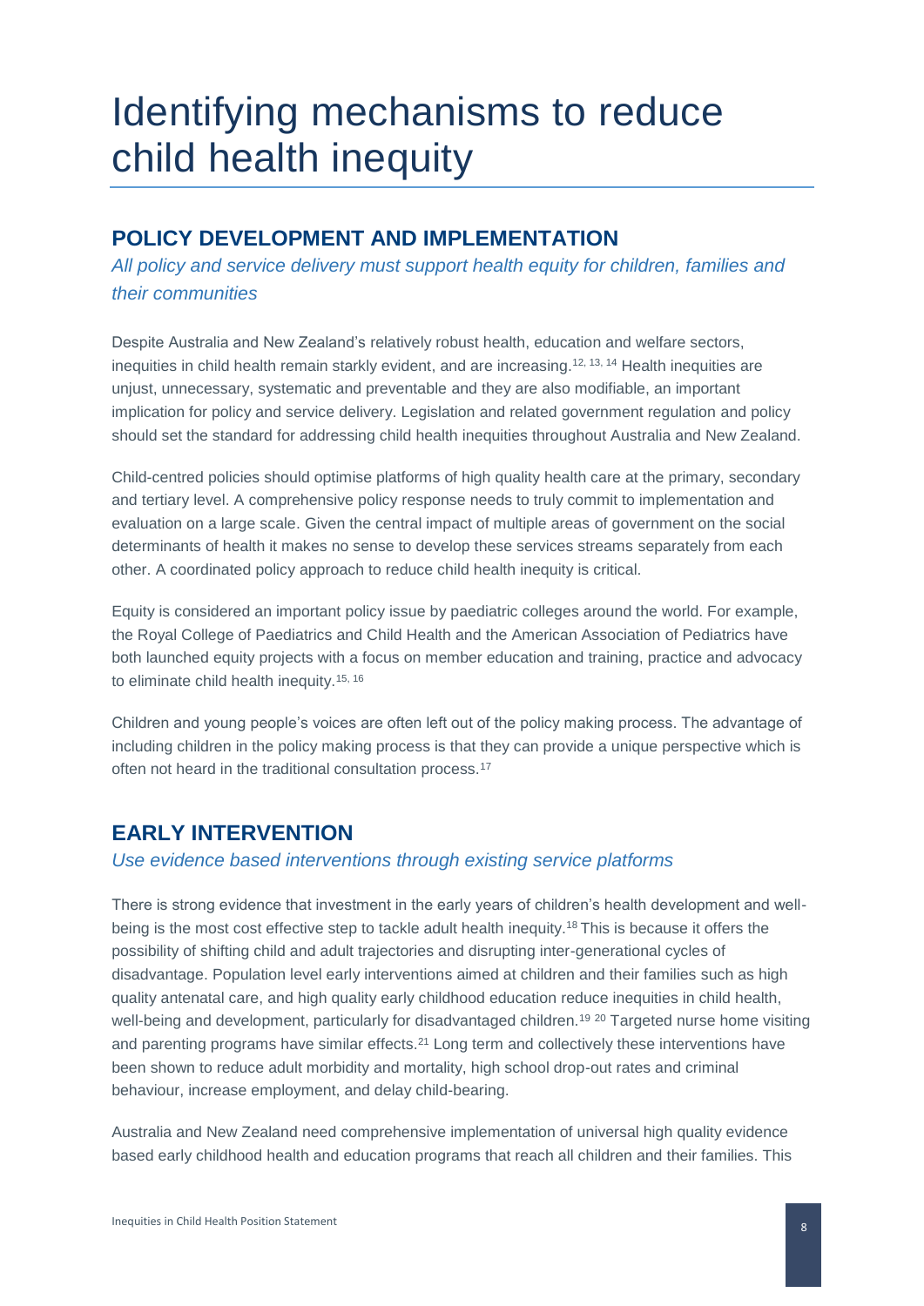# Identifying mechanisms to reduce child health inequity

## POLICY DEVELOPMENT AND IMPLEMENTATION

*All policy and service delivery must support health equity for children, families and their communities*

Despite Australia and New Zealand's relatively robust health, education and welfare sectors, inequities in child health remain starkly evident, and are increasing.[12, 13, 14] Health inequities are unjust, unnecessary, systematic and preventable and they are also modifiable, an important implication for policy and service delivery. Legislation and related government regulation and policy should set the standard for addressing child health inequities throughout Australia and New Zealand.

Child-centred policies should optimise platforms of high quality health care at the primary, secondary and tertiary level. A comprehensive policy response needs to truly commit to implementation and evaluation on a large scale. Given the central impact of multiple areas of government on the social determinants of health it makes no sense to develop these services streams separately from each other. A coordinated policy approach to reduce child health inequity is critical.

Equity is considered an important policy issue by paediatric colleges around the world. For example, the Royal College of Paediatrics and Child Health and the American Association of Pediatrics have both launched equity projects with a focus on member education and training, practice and advocacy to eliminate child health inequity.[15, 16]

Children and young people's voices are often left out of the policy making process. The advantage of including children in the policy making process is that they can provide a unique perspective which is often not heard in the traditional consultation process.[17]

## EARLY INTERVENTION

*Use evidence based interventions through existing service platforms*

There is strong evidence that investment in the early years of children's health development and well-being is the most cost effective step to tackle adult health inequity.[18] This is because it offers the possibility of shifting child and adult trajectories and disrupting inter-generational cycles of disadvantage. Population level early interventions aimed at children and their families such as high quality antenatal care, and high quality early childhood education reduce inequities in child health, well-being and development, particularly for disadvantaged children.[19 20] Targeted nurse home visiting and parenting programs have similar effects.[21] Long term and collectively these interventions have been shown to reduce adult morbidity and mortality, high school drop-out rates and criminal behaviour, increase employment, and delay child-bearing.

Australia and New Zealand need comprehensive implementation of universal high quality evidence based early childhood health and education programs that reach all children and their families. This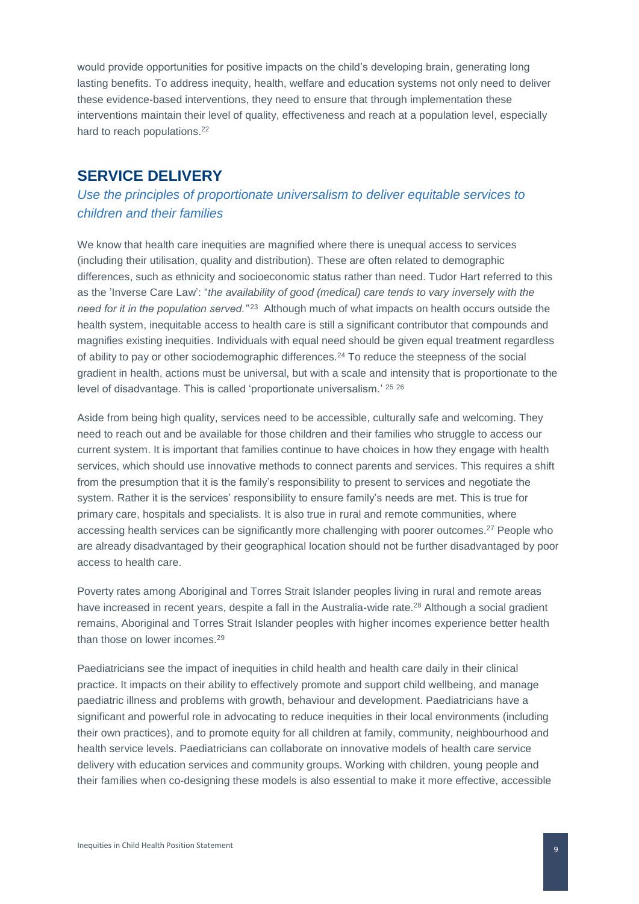would provide opportunities for positive impacts on the child's developing brain, generating long lasting benefits. To address inequity, health, welfare and education systems not only need to deliver these evidence-based interventions, they need to ensure that through implementation these interventions maintain their level of quality, effectiveness and reach at a population level, especially hard to reach populations.[22]

## SERVICE DELIVERY

### *Use the principles of proportionate universalism to deliver equitable services to children and their families*

We know that health care inequities are magnified where there is unequal access to services (including their utilisation, quality and distribution). These are often related to demographic differences, such as ethnicity and socioeconomic status rather than need. Tudor Hart referred to this as the 'Inverse Care Law': "*the availability of good (medical) care tends to vary inversely with the need for it in the population served.*"[23] Although much of what impacts on health occurs outside the health system, inequitable access to health care is still a significant contributor that compounds and magnifies existing inequities. Individuals with equal need should be given equal treatment regardless of ability to pay or other sociodemographic differences.[24] To reduce the steepness of the social gradient in health, actions must be universal, but with a scale and intensity that is proportionate to the level of disadvantage. This is called 'proportionate universalism.'[25 26]

Aside from being high quality, services need to be accessible, culturally safe and welcoming. They need to reach out and be available for those children and their families who struggle to access our current system. It is important that families continue to have choices in how they engage with health services, which should use innovative methods to connect parents and services. This requires a shift from the presumption that it is the family's responsibility to present to services and negotiate the system. Rather it is the services' responsibility to ensure family's needs are met. This is true for primary care, hospitals and specialists. It is also true in rural and remote communities, where accessing health services can be significantly more challenging with poorer outcomes.[27] People who are already disadvantaged by their geographical location should not be further disadvantaged by poor access to health care.

Poverty rates among Aboriginal and Torres Strait Islander peoples living in rural and remote areas have increased in recent years, despite a fall in the Australia-wide rate.[28] Although a social gradient remains, Aboriginal and Torres Strait Islander peoples with higher incomes experience better health than those on lower incomes.[29]

Paediatricians see the impact of inequities in child health and health care daily in their clinical practice. It impacts on their ability to effectively promote and support child wellbeing, and manage paediatric illness and problems with growth, behaviour and development. Paediatricians have a significant and powerful role in advocating to reduce inequities in their local environments (including their own practices), and to promote equity for all children at family, community, neighbourhood and health service levels. Paediatricians can collaborate on innovative models of health care service delivery with education services and community groups. Working with children, young people and their families when co-designing these models is also essential to make it more effective, accessible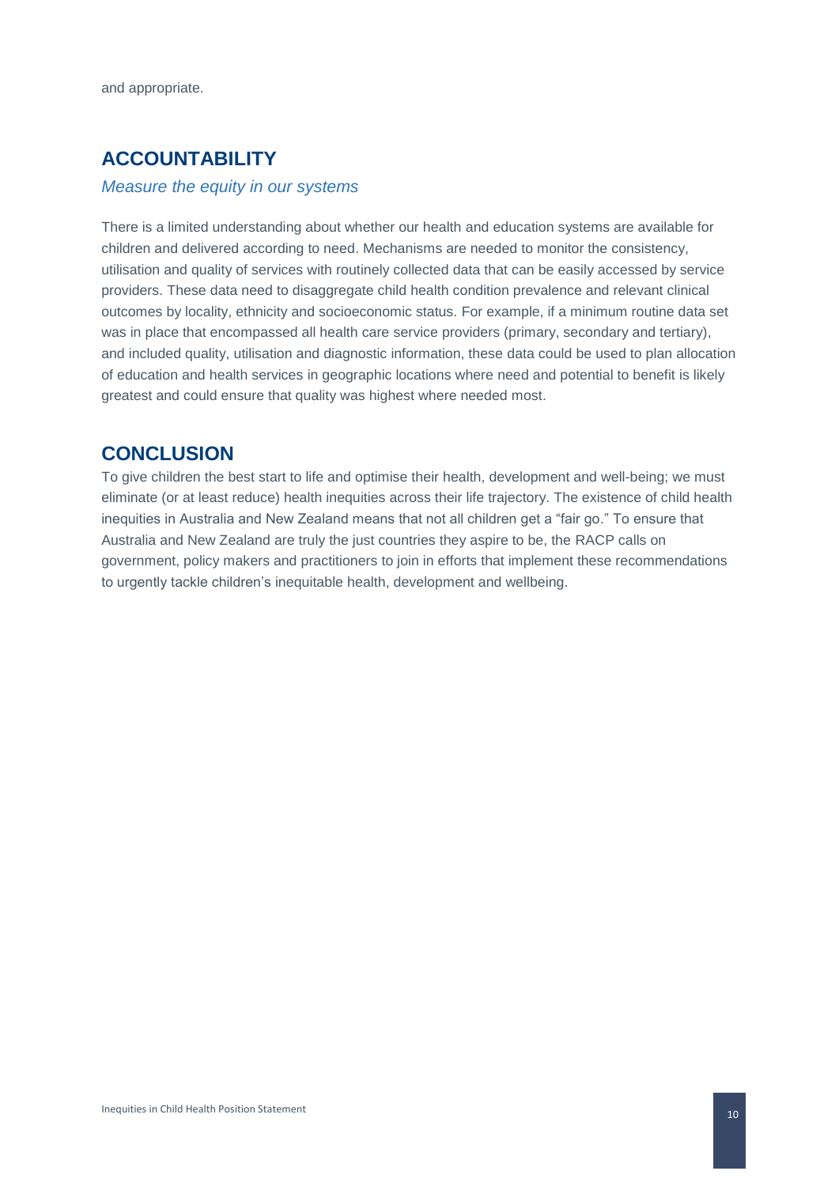and appropriate.

## ACCOUNTABILITY

*Measure the equity in our systems*

There is a limited understanding about whether our health and education systems are available for children and delivered according to need. Mechanisms are needed to monitor the consistency, utilisation and quality of services with routinely collected data that can be easily accessed by service providers. These data need to disaggregate child health condition prevalence and relevant clinical outcomes by locality, ethnicity and socioeconomic status. For example, if a minimum routine data set was in place that encompassed all health care service providers (primary, secondary and tertiary), and included quality, utilisation and diagnostic information, these data could be used to plan allocation of education and health services in geographic locations where need and potential to benefit is likely greatest and could ensure that quality was highest where needed most.

## CONCLUSION

To give children the best start to life and optimise their health, development and well-being; we must eliminate (or at least reduce) health inequities across their life trajectory. The existence of child health inequities in Australia and New Zealand means that not all children get a "fair go." To ensure that Australia and New Zealand are truly the just countries they aspire to be, the RACP calls on government, policy makers and practitioners to join in efforts that implement these recommendations to urgently tackle children's inequitable health, development and wellbeing.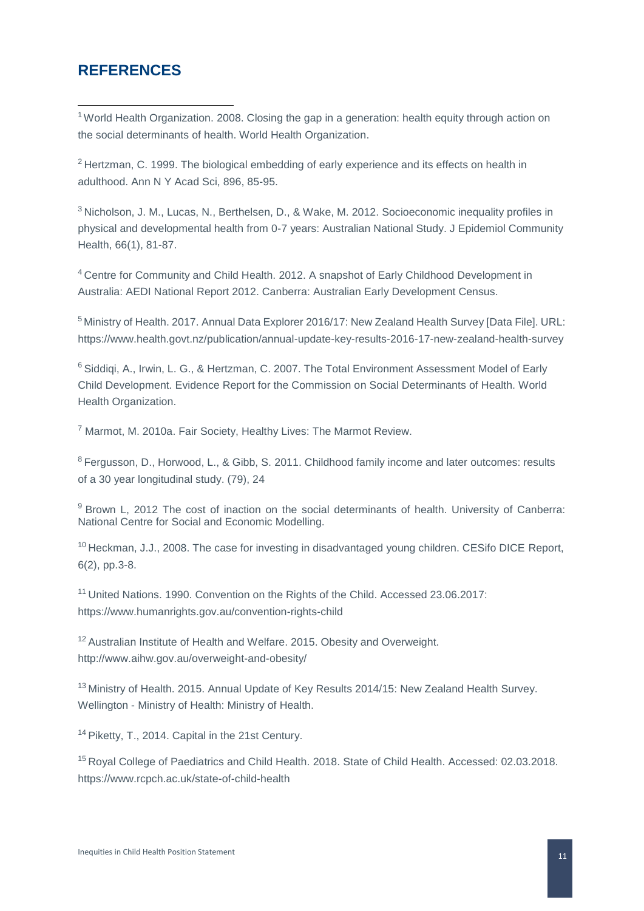## REFERENCES

[1] World Health Organization. 2008. Closing the gap in a generation: health equity through action on the social determinants of health. World Health Organization.

[2] Hertzman, C. 1999. The biological embedding of early experience and its effects on health in adulthood. Ann N Y Acad Sci, 896, 85-95.

[3] Nicholson, J. M., Lucas, N., Berthelsen, D., & Wake, M. 2012. Socioeconomic inequality profiles in physical and developmental health from 0-7 years: Australian National Study. J Epidemiol Community Health, 66(1), 81-87.

[4] Centre for Community and Child Health. 2012. A snapshot of Early Childhood Development in Australia: AEDI National Report 2012. Canberra: Australian Early Development Census.

[5] Ministry of Health. 2017. Annual Data Explorer 2016/17: New Zealand Health Survey [Data File]. URL: https://www.health.govt.nz/publication/annual-update-key-results-2016-17-new-zealand-health-survey

[6] Siddiqi, A., Irwin, L. G., & Hertzman, C. 2007. The Total Environment Assessment Model of Early Child Development. Evidence Report for the Commission on Social Determinants of Health. World Health Organization.

[7] Marmot, M. 2010a. Fair Society, Healthy Lives: The Marmot Review.

[8] Fergusson, D., Horwood, L., & Gibb, S. 2011. Childhood family income and later outcomes: results of a 30 year longitudinal study. (79), 24

[9] Brown L, 2012 The cost of inaction on the social determinants of health. University of Canberra: National Centre for Social and Economic Modelling.

[10] Heckman, J.J., 2008. The case for investing in disadvantaged young children. CESifo DICE Report, 6(2), pp.3-8.

[11] United Nations. 1990. Convention on the Rights of the Child. Accessed 23.06.2017: https://www.humanrights.gov.au/convention-rights-child

[12] Australian Institute of Health and Welfare. 2015. Obesity and Overweight. http://www.aihw.gov.au/overweight-and-obesity/

[13] Ministry of Health. 2015. Annual Update of Key Results 2014/15: New Zealand Health Survey. Wellington - Ministry of Health: Ministry of Health.

[14] Piketty, T., 2014. Capital in the 21st Century.

[15] Royal College of Paediatrics and Child Health. 2018. State of Child Health. Accessed: 02.03.2018. https://www.rcpch.ac.uk/state-of-child-health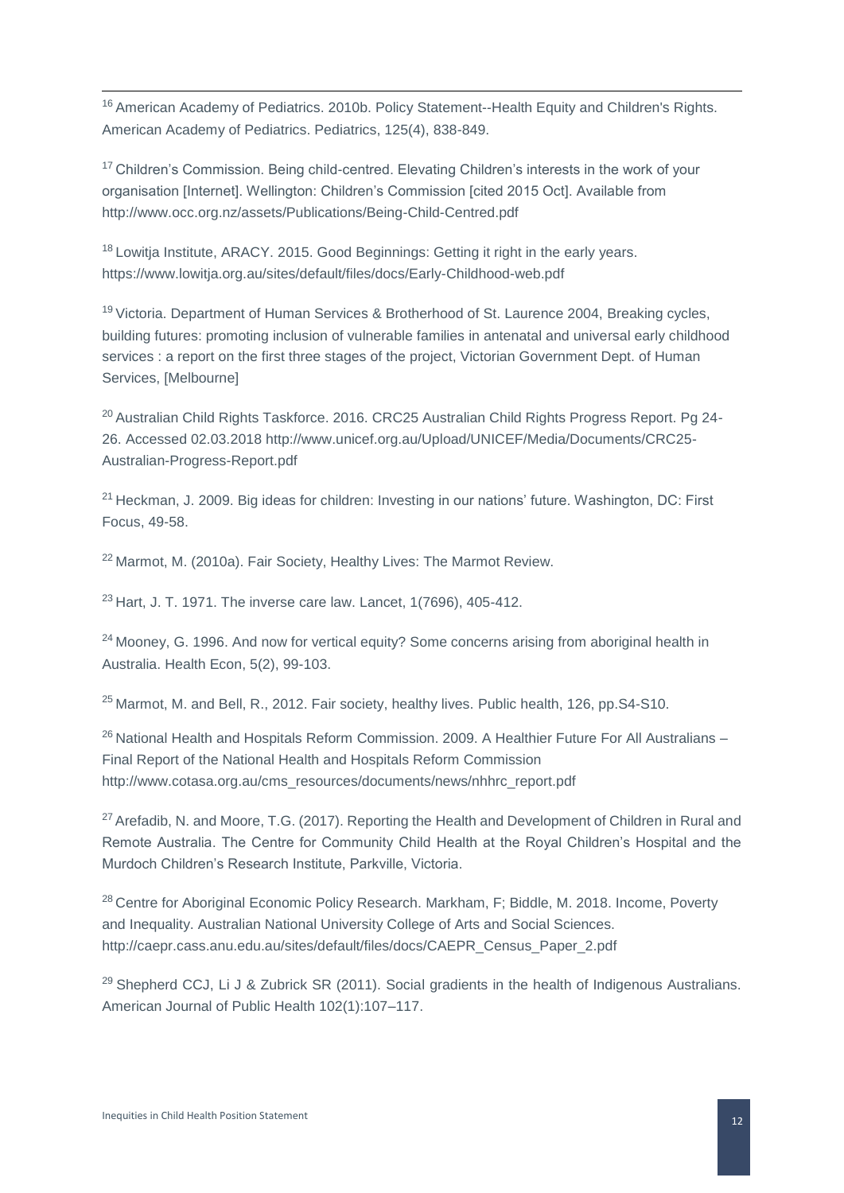[16] American Academy of Pediatrics. 2010b. Policy Statement--Health Equity and Children's Rights. American Academy of Pediatrics. Pediatrics, 125(4), 838-849.

[17] Children's Commission. Being child-centred. Elevating Children's interests in the work of your organisation [Internet]. Wellington: Children's Commission [cited 2015 Oct]. Available from http://www.occ.org.nz/assets/Publications/Being-Child-Centred.pdf

[18] Lowitja Institute, ARACY. 2015. Good Beginnings: Getting it right in the early years. https://www.lowitja.org.au/sites/default/files/docs/Early-Childhood-web.pdf

[19] Victoria. Department of Human Services & Brotherhood of St. Laurence 2004, Breaking cycles, building futures: promoting inclusion of vulnerable families in antenatal and universal early childhood services : a report on the first three stages of the project, Victorian Government Dept. of Human Services, [Melbourne]

[20] Australian Child Rights Taskforce. 2016. CRC25 Australian Child Rights Progress Report. Pg 24-26. Accessed 02.03.2018 http://www.unicef.org.au/Upload/UNICEF/Media/Documents/CRC25-Australian-Progress-Report.pdf

[21] Heckman, J. 2009. Big ideas for children: Investing in our nations' future. Washington, DC: First Focus, 49-58.

[22] Marmot, M. (2010a). Fair Society, Healthy Lives: The Marmot Review.

[23] Hart, J. T. 1971. The inverse care law. Lancet, 1(7696), 405-412.

[24] Mooney, G. 1996. And now for vertical equity? Some concerns arising from aboriginal health in Australia. Health Econ, 5(2), 99-103.

[25] Marmot, M. and Bell, R., 2012. Fair society, healthy lives. Public health, 126, pp.S4-S10.

[26] National Health and Hospitals Reform Commission. 2009. A Healthier Future For All Australians – Final Report of the National Health and Hospitals Reform Commission http://www.cotasa.org.au/cms_resources/documents/news/nhhrc_report.pdf

[27] Arefadib, N. and Moore, T.G. (2017). Reporting the Health and Development of Children in Rural and Remote Australia. The Centre for Community Child Health at the Royal Children's Hospital and the Murdoch Children's Research Institute, Parkville, Victoria.

[28] Centre for Aboriginal Economic Policy Research. Markham, F; Biddle, M. 2018. Income, Poverty and Inequality. Australian National University College of Arts and Social Sciences. http://caepr.cass.anu.edu.au/sites/default/files/docs/CAEPR_Census_Paper_2.pdf

[29] Shepherd CCJ, Li J & Zubrick SR (2011). Social gradients in the health of Indigenous Australians. American Journal of Public Health 102(1):107–117.